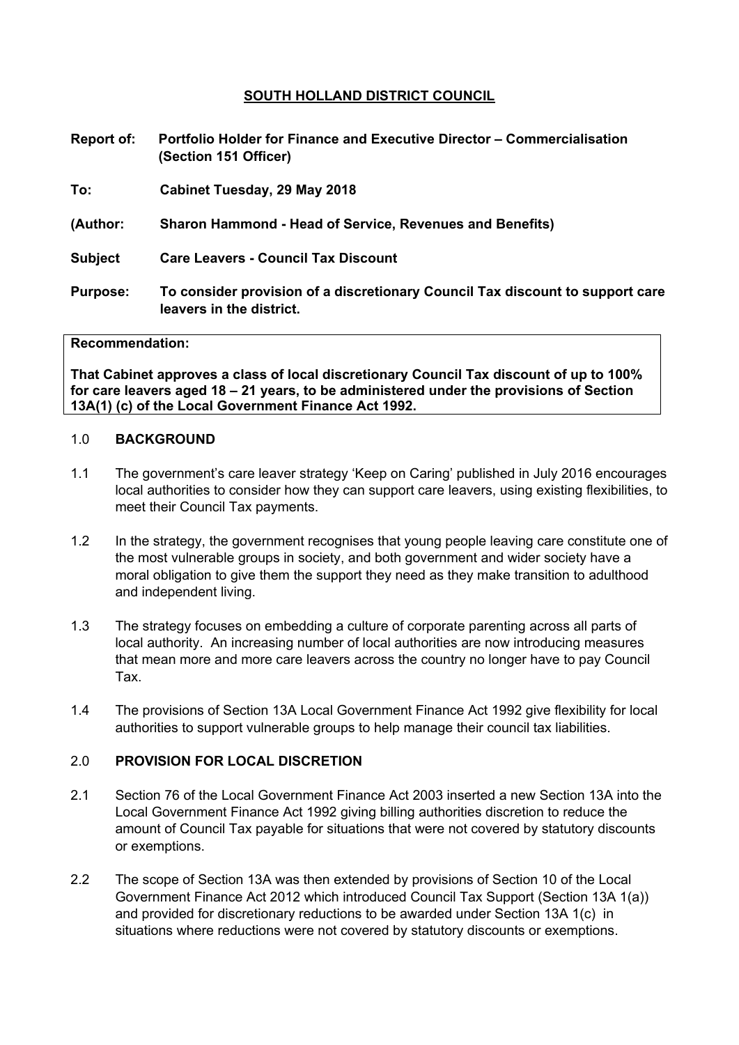# SOUTH HOLLAND DISTRICT COUNCIL

**Report of:** **Portfolio Holder for Finance and Executive Director – Commercialisation (Section 151 Officer)**

**To:** **Cabinet Tuesday, 29 May 2018**

**(Author:** **Sharon Hammond - Head of Service, Revenues and Benefits)**

**Subject** **Care Leavers - Council Tax Discount**

**Purpose:** **To consider provision of a discretionary Council Tax discount to support care leavers in the district.**

**Recommendation:**

**That Cabinet approves a class of local discretionary Council Tax discount of up to 100% for care leavers aged 18 – 21 years, to be administered under the provisions of Section 13A(1) (c) of the Local Government Finance Act 1992.**

## 1.0 BACKGROUND

1.1 The government's care leaver strategy 'Keep on Caring' published in July 2016 encourages local authorities to consider how they can support care leavers, using existing flexibilities, to meet their Council Tax payments.

1.2 In the strategy, the government recognises that young people leaving care constitute one of the most vulnerable groups in society, and both government and wider society have a moral obligation to give them the support they need as they make transition to adulthood and independent living.

1.3 The strategy focuses on embedding a culture of corporate parenting across all parts of local authority. An increasing number of local authorities are now introducing measures that mean more and more care leavers across the country no longer have to pay Council Tax.

1.4 The provisions of Section 13A Local Government Finance Act 1992 give flexibility for local authorities to support vulnerable groups to help manage their council tax liabilities.

## 2.0 PROVISION FOR LOCAL DISCRETION

2.1 Section 76 of the Local Government Finance Act 2003 inserted a new Section 13A into the Local Government Finance Act 1992 giving billing authorities discretion to reduce the amount of Council Tax payable for situations that were not covered by statutory discounts or exemptions.

2.2 The scope of Section 13A was then extended by provisions of Section 10 of the Local Government Finance Act 2012 which introduced Council Tax Support (Section 13A 1(a)) and provided for discretionary reductions to be awarded under Section 13A 1(c) in situations where reductions were not covered by statutory discounts or exemptions.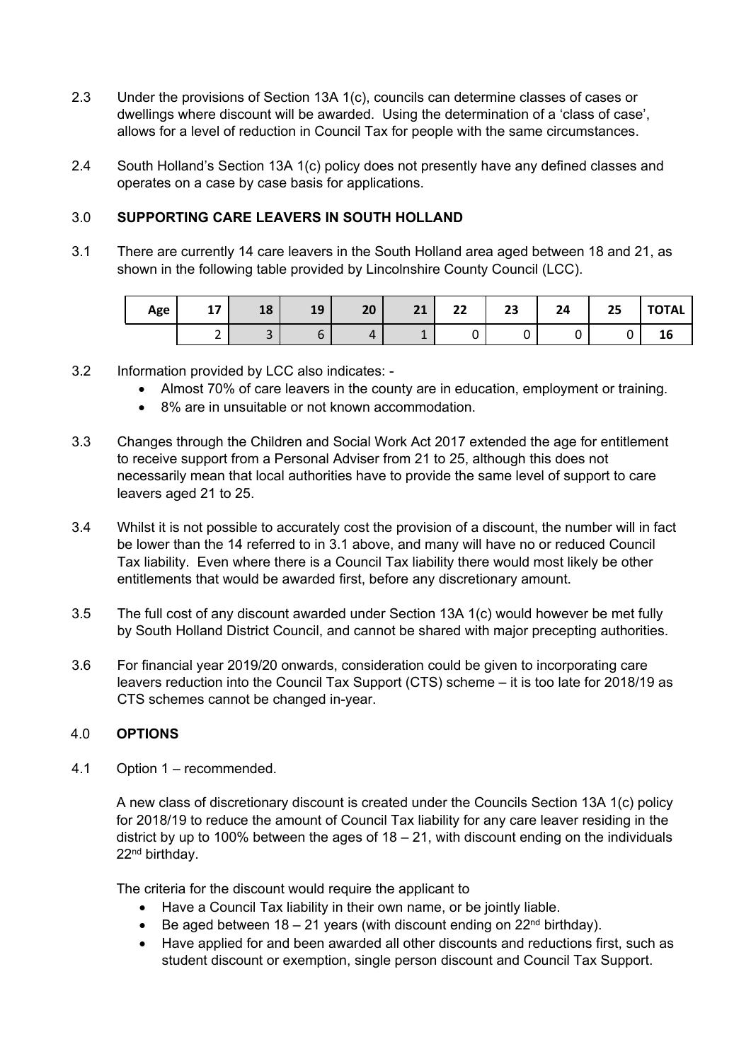2.3 Under the provisions of Section 13A 1(c), councils can determine classes of cases or dwellings where discount will be awarded. Using the determination of a 'class of case', allows for a level of reduction in Council Tax for people with the same circumstances.

2.4 South Holland's Section 13A 1(c) policy does not presently have any defined classes and operates on a case by case basis for applications.

## 3.0 SUPPORTING CARE LEAVERS IN SOUTH HOLLAND

3.1 There are currently 14 care leavers in the South Holland area aged between 18 and 21, as shown in the following table provided by Lincolnshire County Council (LCC).

| Age | 17 | 18 | 19 | 20 | 21 | 22 | 23 | 24 | 25 | TOTAL |
|---|---|---|---|---|---|---|---|---|---|---|
| | 2 | 3 | 6 | 4 | 1 | 0 | 0 | 0 | 0 | 16 |

3.2 Information provided by LCC also indicates: -

- Almost 70% of care leavers in the county are in education, employment or training.
- 8% are in unsuitable or not known accommodation.

3.3 Changes through the Children and Social Work Act 2017 extended the age for entitlement to receive support from a Personal Adviser from 21 to 25, although this does not necessarily mean that local authorities have to provide the same level of support to care leavers aged 21 to 25.

3.4 Whilst it is not possible to accurately cost the provision of a discount, the number will in fact be lower than the 14 referred to in 3.1 above, and many will have no or reduced Council Tax liability. Even where there is a Council Tax liability there would most likely be other entitlements that would be awarded first, before any discretionary amount.

3.5 The full cost of any discount awarded under Section 13A 1(c) would however be met fully by South Holland District Council, and cannot be shared with major precepting authorities.

3.6 For financial year 2019/20 onwards, consideration could be given to incorporating care leavers reduction into the Council Tax Support (CTS) scheme – it is too late for 2018/19 as CTS schemes cannot be changed in-year.

## 4.0 OPTIONS

4.1 Option 1 – recommended.

A new class of discretionary discount is created under the Councils Section 13A 1(c) policy for 2018/19 to reduce the amount of Council Tax liability for any care leaver residing in the district by up to 100% between the ages of 18 – 21, with discount ending on the individuals 22nd birthday.

The criteria for the discount would require the applicant to

- Have a Council Tax liability in their own name, or be jointly liable.
- Be aged between 18 – 21 years (with discount ending on 22nd birthday).
- Have applied for and been awarded all other discounts and reductions first, such as student discount or exemption, single person discount and Council Tax Support.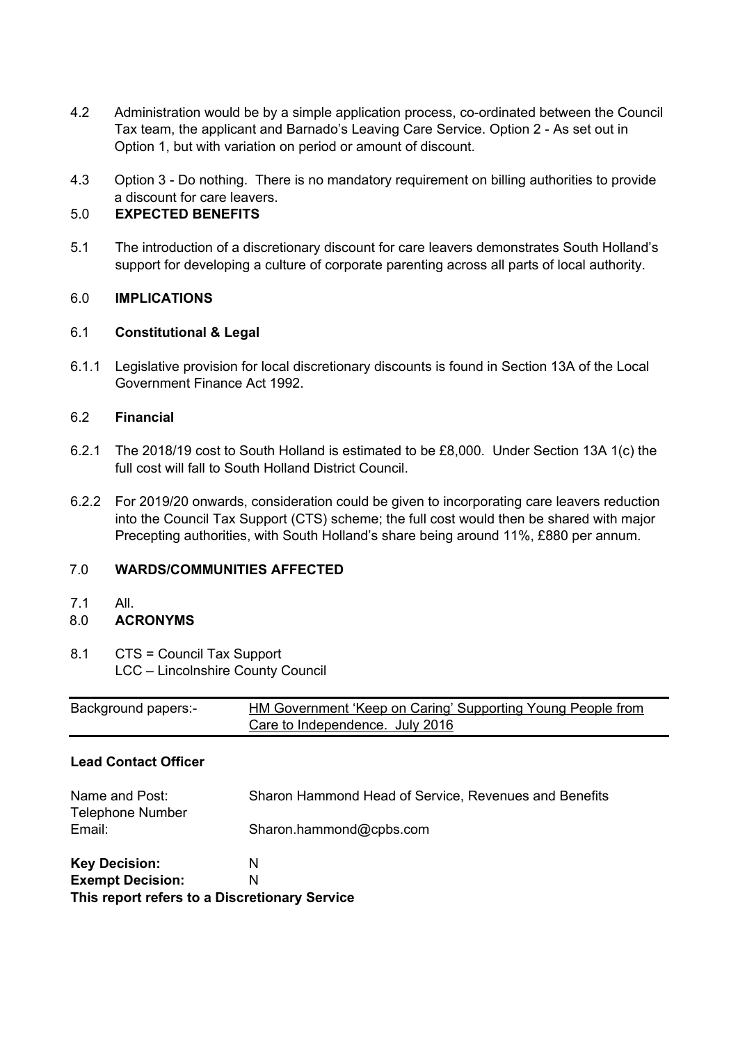4.2 Administration would be by a simple application process, co-ordinated between the Council Tax team, the applicant and Barnado's Leaving Care Service. Option 2 - As set out in Option 1, but with variation on period or amount of discount.

4.3 Option 3 - Do nothing. There is no mandatory requirement on billing authorities to provide a discount for care leavers.

## 5.0 EXPECTED BENEFITS

5.1 The introduction of a discretionary discount for care leavers demonstrates South Holland's support for developing a culture of corporate parenting across all parts of local authority.

## 6.0 IMPLICATIONS

### 6.1 Constitutional & Legal

6.1.1 Legislative provision for local discretionary discounts is found in Section 13A of the Local Government Finance Act 1992.

### 6.2 Financial

6.2.1 The 2018/19 cost to South Holland is estimated to be £8,000. Under Section 13A 1(c) the full cost will fall to South Holland District Council.

6.2.2 For 2019/20 onwards, consideration could be given to incorporating care leavers reduction into the Council Tax Support (CTS) scheme; the full cost would then be shared with major Precepting authorities, with South Holland's share being around 11%, £880 per annum.

## 7.0 WARDS/COMMUNITIES AFFECTED

7.1 All.

## 8.0 ACRONYMS

8.1 CTS = Council Tax Support
LCC – Lincolnshire County Council

| | |
|---|---|
| Background papers:- | HM Government 'Keep on Caring' Supporting Young People from Care to Independence. July 2016 |

**Lead Contact Officer**

| | |
|---|---|
| Name and Post: | Sharon Hammond Head of Service, Revenues and Benefits |
| Telephone Number | |
| Email: | Sharon.hammond@cpbs.com |

**Key Decision:** N
**Exempt Decision:** N
**This report refers to a Discretionary Service**